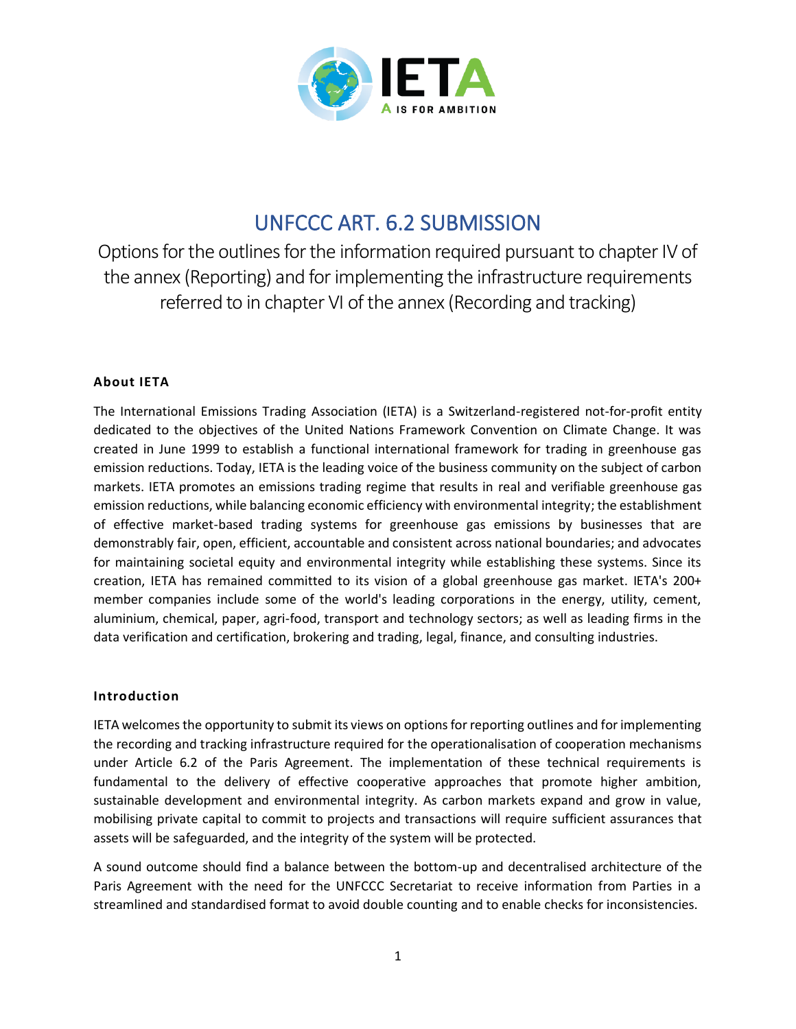# UNFCCC ART. 6.2 SUBMISSION

Options for the outlines for the information required pursuant to chapter IV of the annex (Reporting) and for implementing the infrastructure requirements referred to in chapter VI of the annex (Recording and tracking)

### About IETA

The International Emissions Trading Association (IETA) is a Switzerland-registered not-for-profit entity dedicated to the objectives of the United Nations Framework Convention on Climate Change. It was created in June 1999 to establish a functional international framework for trading in greenhouse gas emission reductions. Today, IETA is the leading voice of the business community on the subject of carbon markets. IETA promotes an emissions trading regime that results in real and verifiable greenhouse gas emission reductions, while balancing economic efficiency with environmental integrity; the establishment of effective market-based trading systems for greenhouse gas emissions by businesses that are demonstrably fair, open, efficient, accountable and consistent across national boundaries; and advocates for maintaining societal equity and environmental integrity while establishing these systems. Since its creation, IETA has remained committed to its vision of a global greenhouse gas market. IETA's 200+ member companies include some of the world's leading corporations in the energy, utility, cement, aluminium, chemical, paper, agri-food, transport and technology sectors; as well as leading firms in the data verification and certification, brokering and trading, legal, finance, and consulting industries.

### Introduction

IETA welcomes the opportunity to submit its views on options for reporting outlines and for implementing the recording and tracking infrastructure required for the operationalisation of cooperation mechanisms under Article 6.2 of the Paris Agreement. The implementation of these technical requirements is fundamental to the delivery of effective cooperative approaches that promote higher ambition, sustainable development and environmental integrity. As carbon markets expand and grow in value, mobilising private capital to commit to projects and transactions will require sufficient assurances that assets will be safeguarded, and the integrity of the system will be protected.

A sound outcome should find a balance between the bottom-up and decentralised architecture of the Paris Agreement with the need for the UNFCCC Secretariat to receive information from Parties in a streamlined and standardised format to avoid double counting and to enable checks for inconsistencies.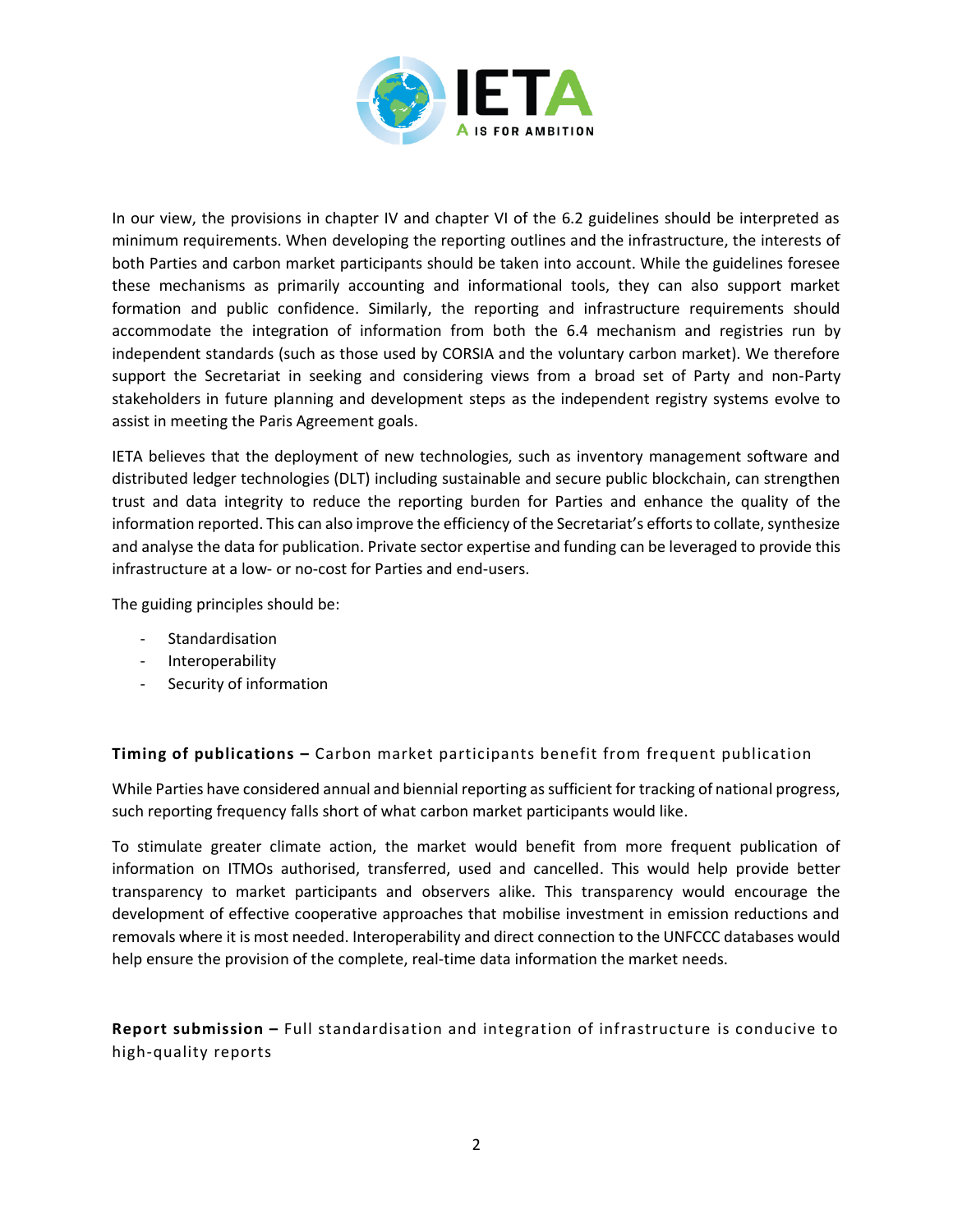In our view, the provisions in chapter IV and chapter VI of the 6.2 guidelines should be interpreted as minimum requirements. When developing the reporting outlines and the infrastructure, the interests of both Parties and carbon market participants should be taken into account. While the guidelines foresee these mechanisms as primarily accounting and informational tools, they can also support market formation and public confidence. Similarly, the reporting and infrastructure requirements should accommodate the integration of information from both the 6.4 mechanism and registries run by independent standards (such as those used by CORSIA and the voluntary carbon market). We therefore support the Secretariat in seeking and considering views from a broad set of Party and non-Party stakeholders in future planning and development steps as the independent registry systems evolve to assist in meeting the Paris Agreement goals.

IETA believes that the deployment of new technologies, such as inventory management software and distributed ledger technologies (DLT) including sustainable and secure public blockchain, can strengthen trust and data integrity to reduce the reporting burden for Parties and enhance the quality of the information reported. This can also improve the efficiency of the Secretariat's efforts to collate, synthesize and analyse the data for publication. Private sector expertise and funding can be leveraged to provide this infrastructure at a low- or no-cost for Parties and end-users.

The guiding principles should be:

- Standardisation
- Interoperability
- Security of information

**Timing of publications –** Carbon market participants benefit from frequent publication

While Parties have considered annual and biennial reporting as sufficient for tracking of national progress, such reporting frequency falls short of what carbon market participants would like.

To stimulate greater climate action, the market would benefit from more frequent publication of information on ITMOs authorised, transferred, used and cancelled. This would help provide better transparency to market participants and observers alike. This transparency would encourage the development of effective cooperative approaches that mobilise investment in emission reductions and removals where it is most needed. Interoperability and direct connection to the UNFCCC databases would help ensure the provision of the complete, real-time data information the market needs.

**Report submission –** Full standardisation and integration of infrastructure is conducive to high-quality reports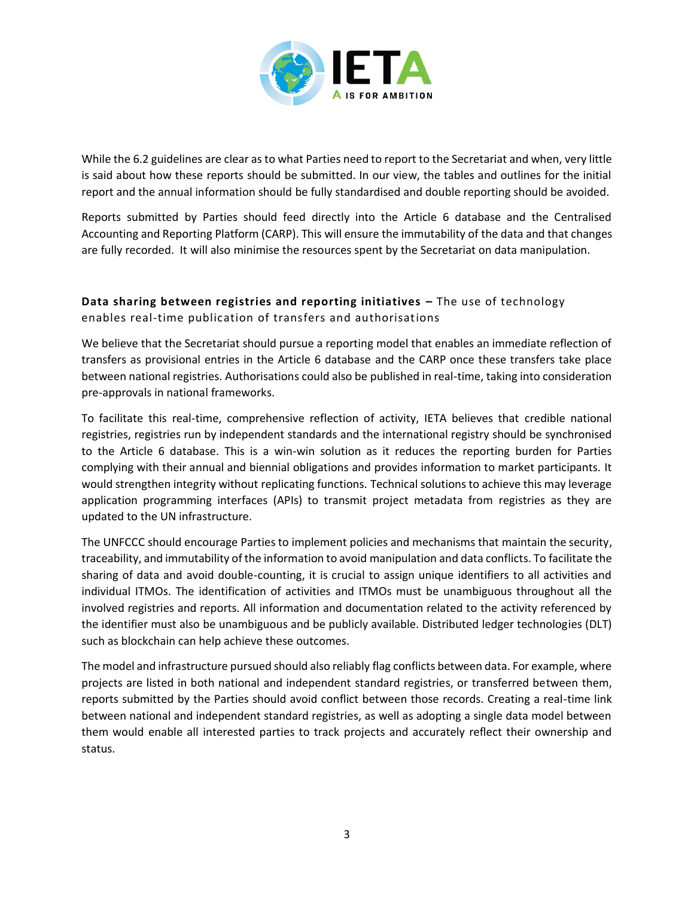While the 6.2 guidelines are clear as to what Parties need to report to the Secretariat and when, very little is said about how these reports should be submitted. In our view, the tables and outlines for the initial report and the annual information should be fully standardised and double reporting should be avoided.

Reports submitted by Parties should feed directly into the Article 6 database and the Centralised Accounting and Reporting Platform (CARP). This will ensure the immutability of the data and that changes are fully recorded. It will also minimise the resources spent by the Secretariat on data manipulation.

**Data sharing between registries and reporting initiatives –** The use of technology enables real-time publication of transfers and authorisations

We believe that the Secretariat should pursue a reporting model that enables an immediate reflection of transfers as provisional entries in the Article 6 database and the CARP once these transfers take place between national registries. Authorisations could also be published in real-time, taking into consideration pre-approvals in national frameworks.

To facilitate this real-time, comprehensive reflection of activity, IETA believes that credible national registries, registries run by independent standards and the international registry should be synchronised to the Article 6 database. This is a win-win solution as it reduces the reporting burden for Parties complying with their annual and biennial obligations and provides information to market participants. It would strengthen integrity without replicating functions. Technical solutions to achieve this may leverage application programming interfaces (APIs) to transmit project metadata from registries as they are updated to the UN infrastructure.

The UNFCCC should encourage Parties to implement policies and mechanisms that maintain the security, traceability, and immutability of the information to avoid manipulation and data conflicts. To facilitate the sharing of data and avoid double-counting, it is crucial to assign unique identifiers to all activities and individual ITMOs. The identification of activities and ITMOs must be unambiguous throughout all the involved registries and reports. All information and documentation related to the activity referenced by the identifier must also be unambiguous and be publicly available. Distributed ledger technologies (DLT) such as blockchain can help achieve these outcomes.

The model and infrastructure pursued should also reliably flag conflicts between data. For example, where projects are listed in both national and independent standard registries, or transferred between them, reports submitted by the Parties should avoid conflict between those records. Creating a real-time link between national and independent standard registries, as well as adopting a single data model between them would enable all interested parties to track projects and accurately reflect their ownership and status.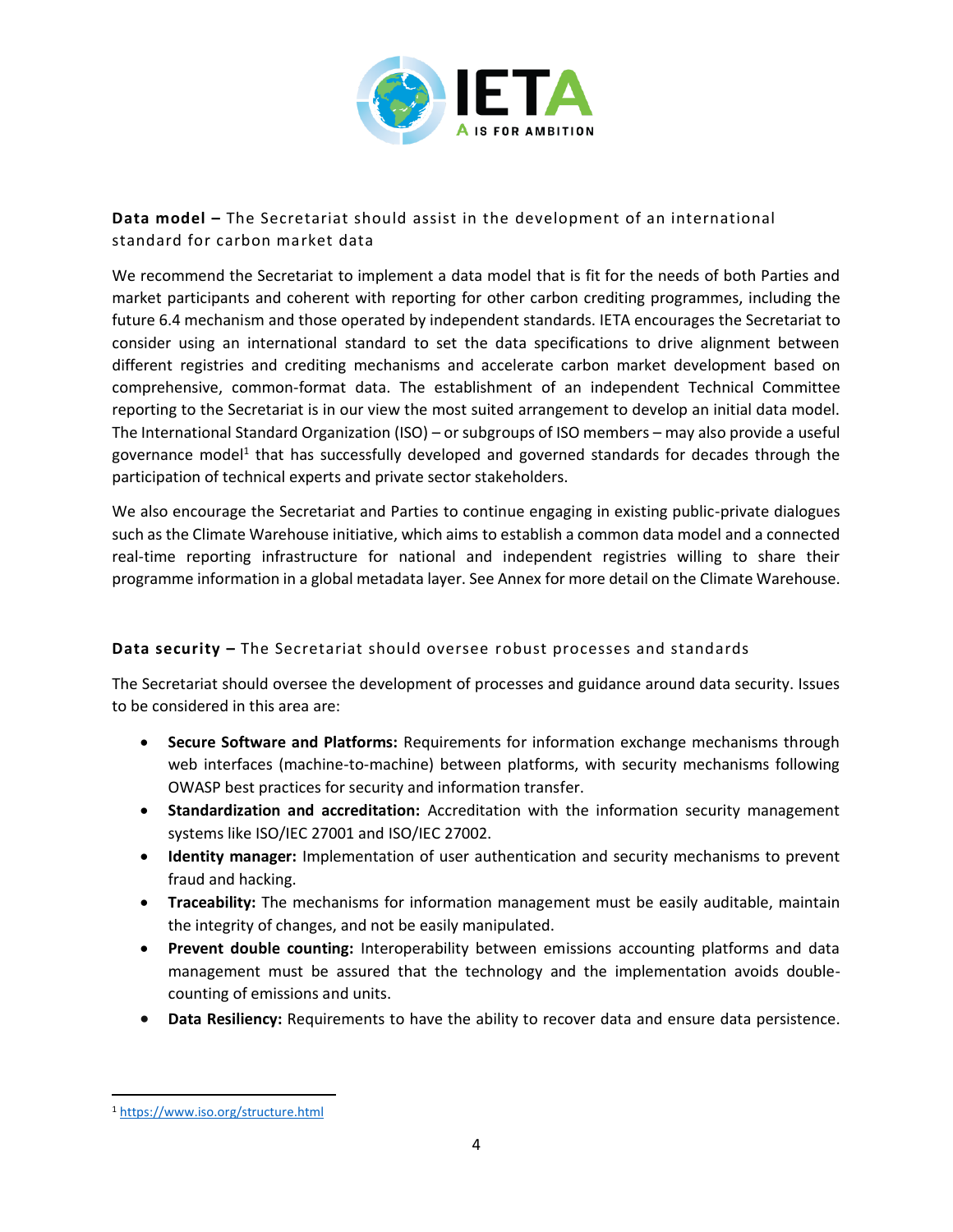**Data model –** The Secretariat should assist in the development of an international standard for carbon market data

We recommend the Secretariat to implement a data model that is fit for the needs of both Parties and market participants and coherent with reporting for other carbon crediting programmes, including the future 6.4 mechanism and those operated by independent standards. IETA encourages the Secretariat to consider using an international standard to set the data specifications to drive alignment between different registries and crediting mechanisms and accelerate carbon market development based on comprehensive, common-format data. The establishment of an independent Technical Committee reporting to the Secretariat is in our view the most suited arrangement to develop an initial data model. The International Standard Organization (ISO) – or subgroups of ISO members – may also provide a useful governance model[1] that has successfully developed and governed standards for decades through the participation of technical experts and private sector stakeholders.

We also encourage the Secretariat and Parties to continue engaging in existing public-private dialogues such as the Climate Warehouse initiative, which aims to establish a common data model and a connected real-time reporting infrastructure for national and independent registries willing to share their programme information in a global metadata layer. See Annex for more detail on the Climate Warehouse.

**Data security –** The Secretariat should oversee robust processes and standards

The Secretariat should oversee the development of processes and guidance around data security. Issues to be considered in this area are:

- **Secure Software and Platforms:** Requirements for information exchange mechanisms through web interfaces (machine-to-machine) between platforms, with security mechanisms following OWASP best practices for security and information transfer.
- **Standardization and accreditation:** Accreditation with the information security management systems like ISO/IEC 27001 and ISO/IEC 27002.
- **Identity manager:** Implementation of user authentication and security mechanisms to prevent fraud and hacking.
- **Traceability:** The mechanisms for information management must be easily auditable, maintain the integrity of changes, and not be easily manipulated.
- **Prevent double counting:** Interoperability between emissions accounting platforms and data management must be assured that the technology and the implementation avoids double-counting of emissions and units.
- **Data Resiliency:** Requirements to have the ability to recover data and ensure data persistence.

[1] https://www.iso.org/structure.html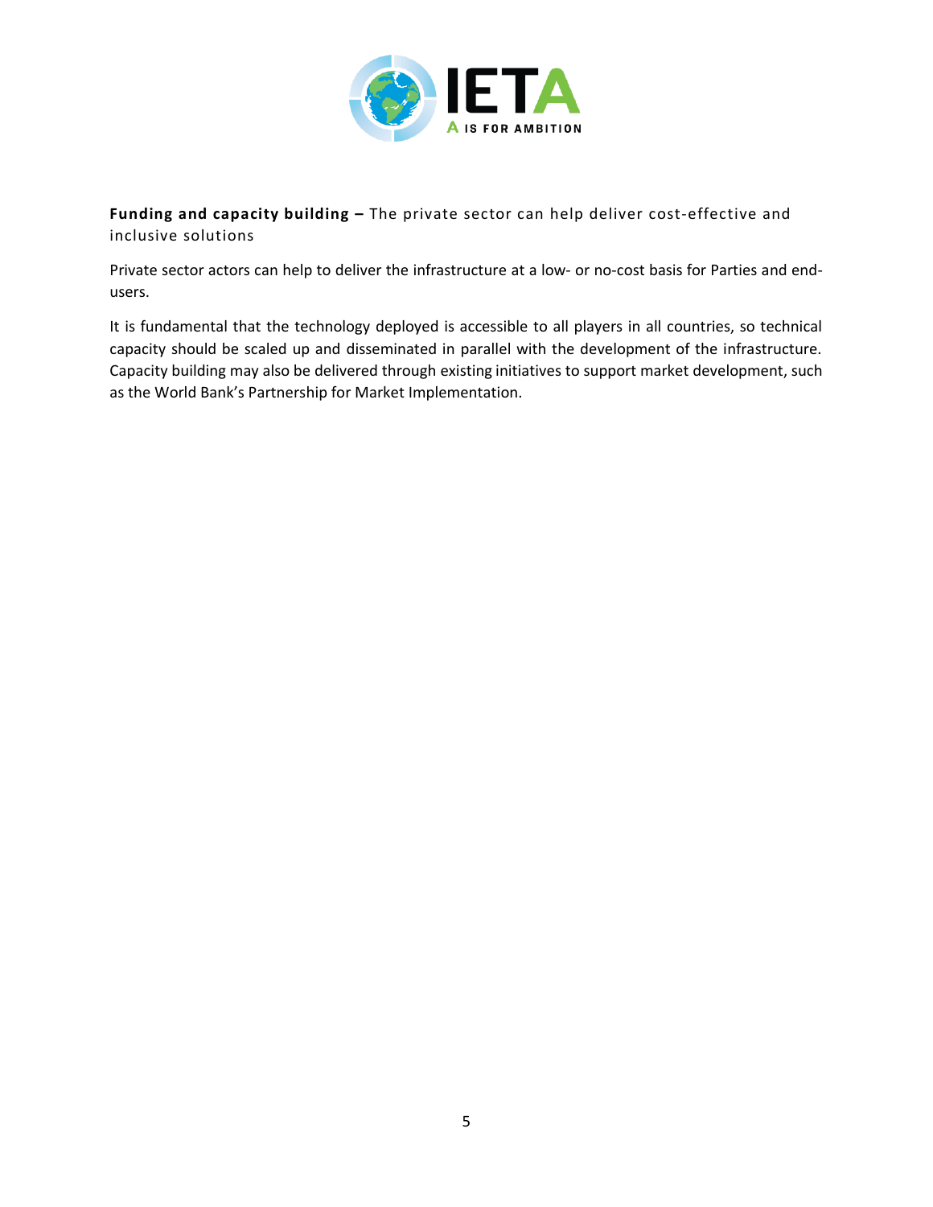**Funding and capacity building –** The private sector can help deliver cost-effective and inclusive solutions

Private sector actors can help to deliver the infrastructure at a low- or no-cost basis for Parties and end-users.

It is fundamental that the technology deployed is accessible to all players in all countries, so technical capacity should be scaled up and disseminated in parallel with the development of the infrastructure. Capacity building may also be delivered through existing initiatives to support market development, such as the World Bank's Partnership for Market Implementation.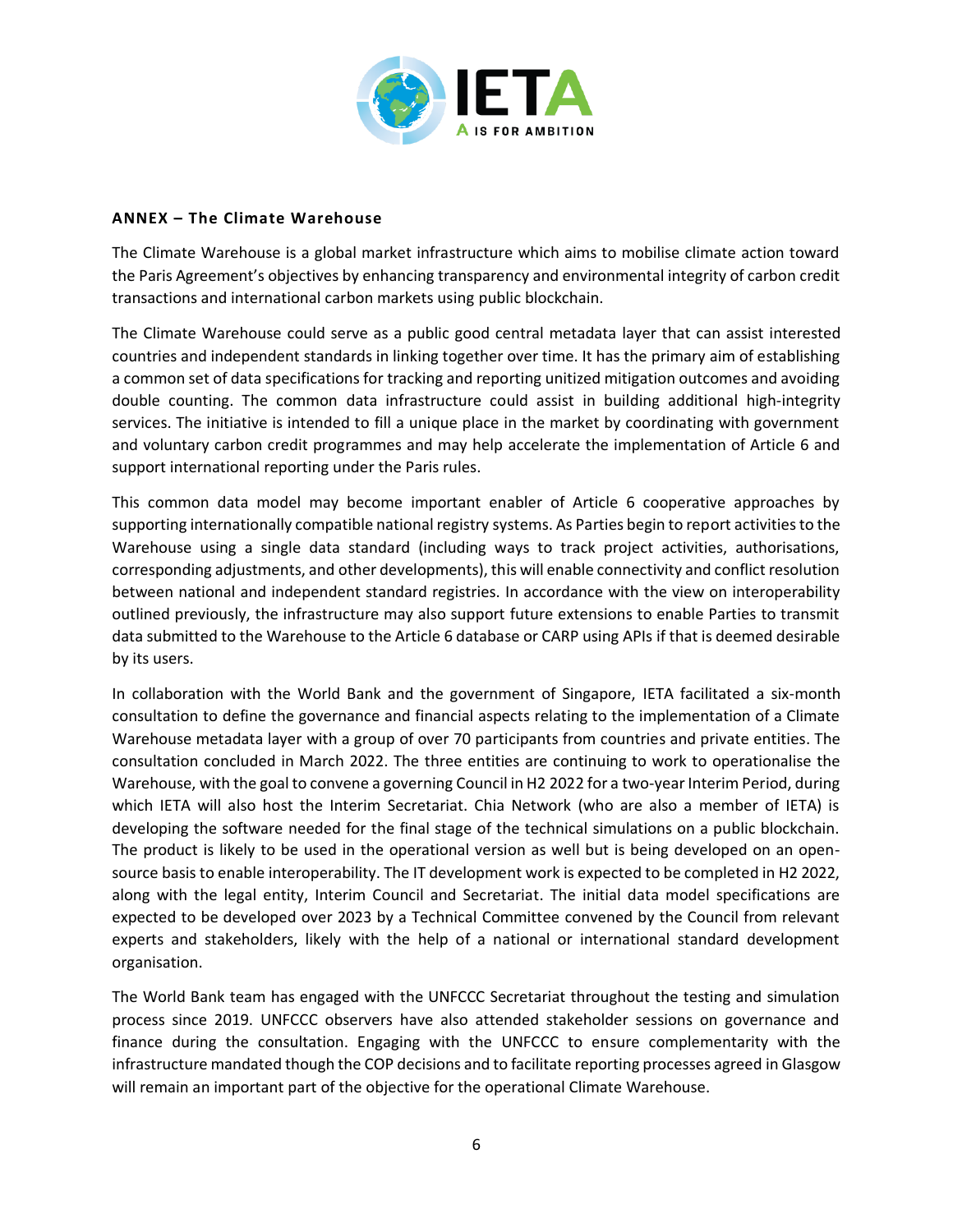**ANNEX – The Climate Warehouse**

The Climate Warehouse is a global market infrastructure which aims to mobilise climate action toward the Paris Agreement's objectives by enhancing transparency and environmental integrity of carbon credit transactions and international carbon markets using public blockchain.

The Climate Warehouse could serve as a public good central metadata layer that can assist interested countries and independent standards in linking together over time. It has the primary aim of establishing a common set of data specifications for tracking and reporting unitized mitigation outcomes and avoiding double counting. The common data infrastructure could assist in building additional high-integrity services. The initiative is intended to fill a unique place in the market by coordinating with government and voluntary carbon credit programmes and may help accelerate the implementation of Article 6 and support international reporting under the Paris rules.

This common data model may become important enabler of Article 6 cooperative approaches by supporting internationally compatible national registry systems. As Parties begin to report activities to the Warehouse using a single data standard (including ways to track project activities, authorisations, corresponding adjustments, and other developments), this will enable connectivity and conflict resolution between national and independent standard registries. In accordance with the view on interoperability outlined previously, the infrastructure may also support future extensions to enable Parties to transmit data submitted to the Warehouse to the Article 6 database or CARP using APIs if that is deemed desirable by its users.

In collaboration with the World Bank and the government of Singapore, IETA facilitated a six-month consultation to define the governance and financial aspects relating to the implementation of a Climate Warehouse metadata layer with a group of over 70 participants from countries and private entities. The consultation concluded in March 2022. The three entities are continuing to work to operationalise the Warehouse, with the goal to convene a governing Council in H2 2022 for a two-year Interim Period, during which IETA will also host the Interim Secretariat. Chia Network (who are also a member of IETA) is developing the software needed for the final stage of the technical simulations on a public blockchain. The product is likely to be used in the operational version as well but is being developed on an open-source basis to enable interoperability. The IT development work is expected to be completed in H2 2022, along with the legal entity, Interim Council and Secretariat. The initial data model specifications are expected to be developed over 2023 by a Technical Committee convened by the Council from relevant experts and stakeholders, likely with the help of a national or international standard development organisation.

The World Bank team has engaged with the UNFCCC Secretariat throughout the testing and simulation process since 2019. UNFCCC observers have also attended stakeholder sessions on governance and finance during the consultation. Engaging with the UNFCCC to ensure complementarity with the infrastructure mandated though the COP decisions and to facilitate reporting processes agreed in Glasgow will remain an important part of the objective for the operational Climate Warehouse.